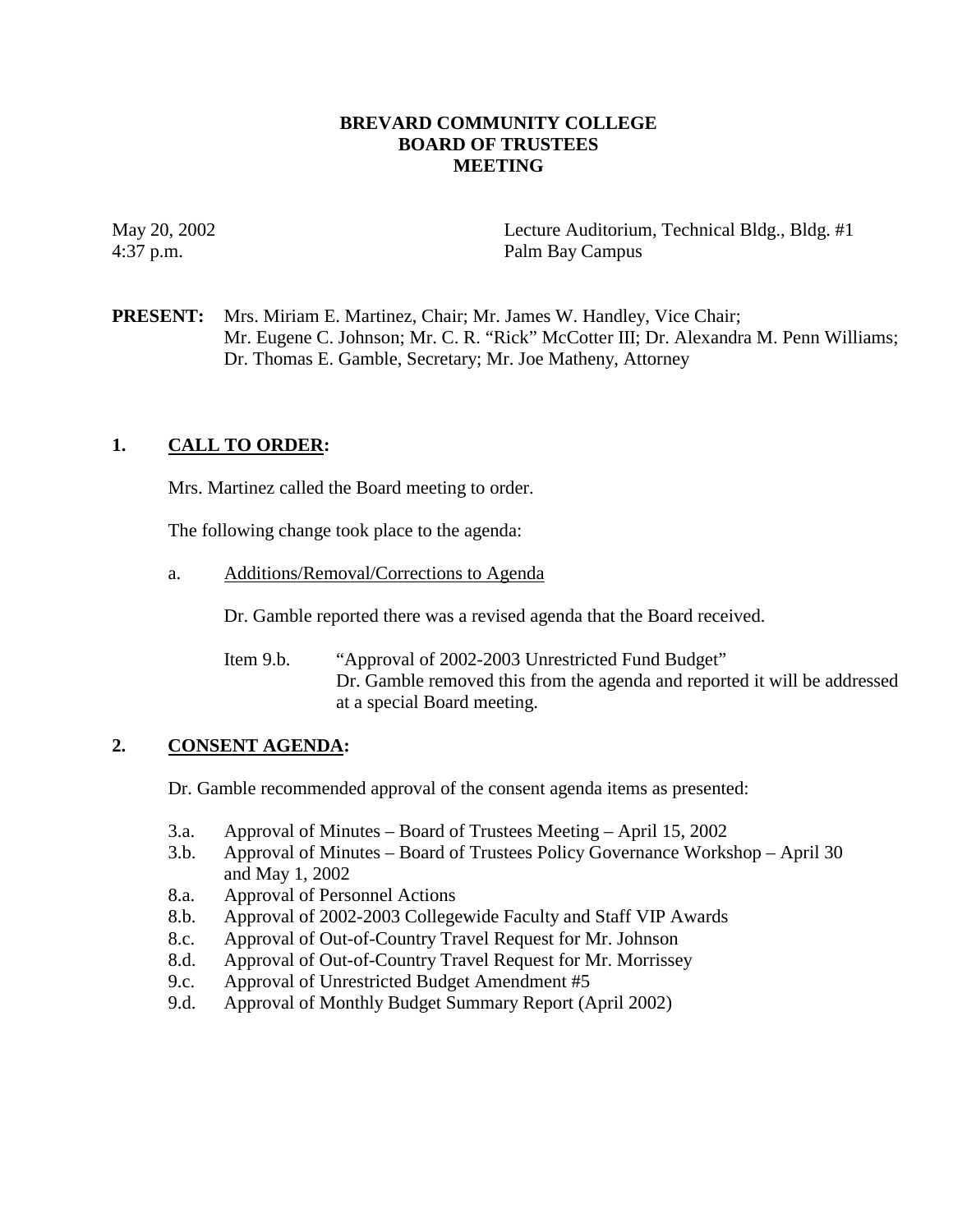# BREVARD COMMUNITY COLLEGE
# BOARD OF TRUSTEES
# MEETING

May 20, 2002
4:37 p.m.

Lecture Auditorium, Technical Bldg., Bldg. #1
Palm Bay Campus

**PRESENT:** Mrs. Miriam E. Martinez, Chair; Mr. James W. Handley, Vice Chair; Mr. Eugene C. Johnson; Mr. C. R. "Rick" McCotter III; Dr. Alexandra M. Penn Williams; Dr. Thomas E. Gamble, Secretary; Mr. Joe Matheny, Attorney

## 1. CALL TO ORDER:

Mrs. Martinez called the Board meeting to order.

The following change took place to the agenda:

a. Additions/Removal/Corrections to Agenda

Dr. Gamble reported there was a revised agenda that the Board received.

Item 9.b. "Approval of 2002-2003 Unrestricted Fund Budget"
Dr. Gamble removed this from the agenda and reported it will be addressed at a special Board meeting.

## 2. CONSENT AGENDA:

Dr. Gamble recommended approval of the consent agenda items as presented:

- 3.a. Approval of Minutes – Board of Trustees Meeting – April 15, 2002
- 3.b. Approval of Minutes – Board of Trustees Policy Governance Workshop – April 30 and May 1, 2002
- 8.a. Approval of Personnel Actions
- 8.b. Approval of 2002-2003 Collegewide Faculty and Staff VIP Awards
- 8.c. Approval of Out-of-Country Travel Request for Mr. Johnson
- 8.d. Approval of Out-of-Country Travel Request for Mr. Morrissey
- 9.c. Approval of Unrestricted Budget Amendment #5
- 9.d. Approval of Monthly Budget Summary Report (April 2002)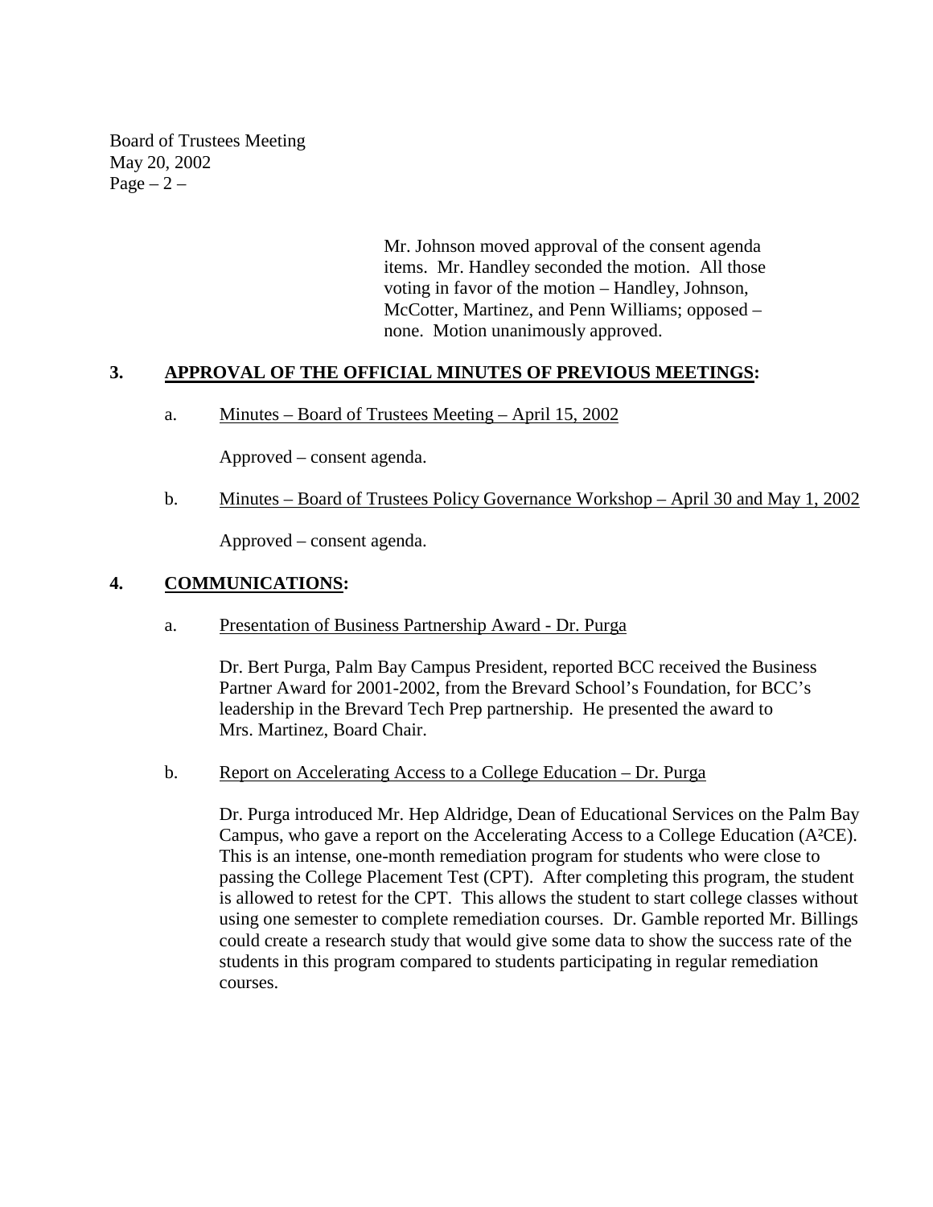Mr. Johnson moved approval of the consent agenda items. Mr. Handley seconded the motion. All those voting in favor of the motion – Handley, Johnson, McCotter, Martinez, and Penn Williams; opposed – none. Motion unanimously approved.

**3. <u>APPROVAL OF THE OFFICIAL MINUTES OF PREVIOUS MEETINGS</u>:**

a. <u>Minutes – Board of Trustees Meeting – April 15, 2002</u>

Approved – consent agenda.

b. <u>Minutes – Board of Trustees Policy Governance Workshop – April 30 and May 1, 2002</u>

Approved – consent agenda.

**4. <u>COMMUNICATIONS</u>:**

a. <u>Presentation of Business Partnership Award - Dr. Purga</u>

Dr. Bert Purga, Palm Bay Campus President, reported BCC received the Business Partner Award for 2001-2002, from the Brevard School's Foundation, for BCC's leadership in the Brevard Tech Prep partnership. He presented the award to Mrs. Martinez, Board Chair.

b. <u>Report on Accelerating Access to a College Education – Dr. Purga</u>

Dr. Purga introduced Mr. Hep Aldridge, Dean of Educational Services on the Palm Bay Campus, who gave a report on the Accelerating Access to a College Education ($A^2CE$). This is an intense, one-month remediation program for students who were close to passing the College Placement Test (CPT). After completing this program, the student is allowed to retest for the CPT. This allows the student to start college classes without using one semester to complete remediation courses. Dr. Gamble reported Mr. Billings could create a research study that would give some data to show the success rate of the students in this program compared to students participating in regular remediation courses.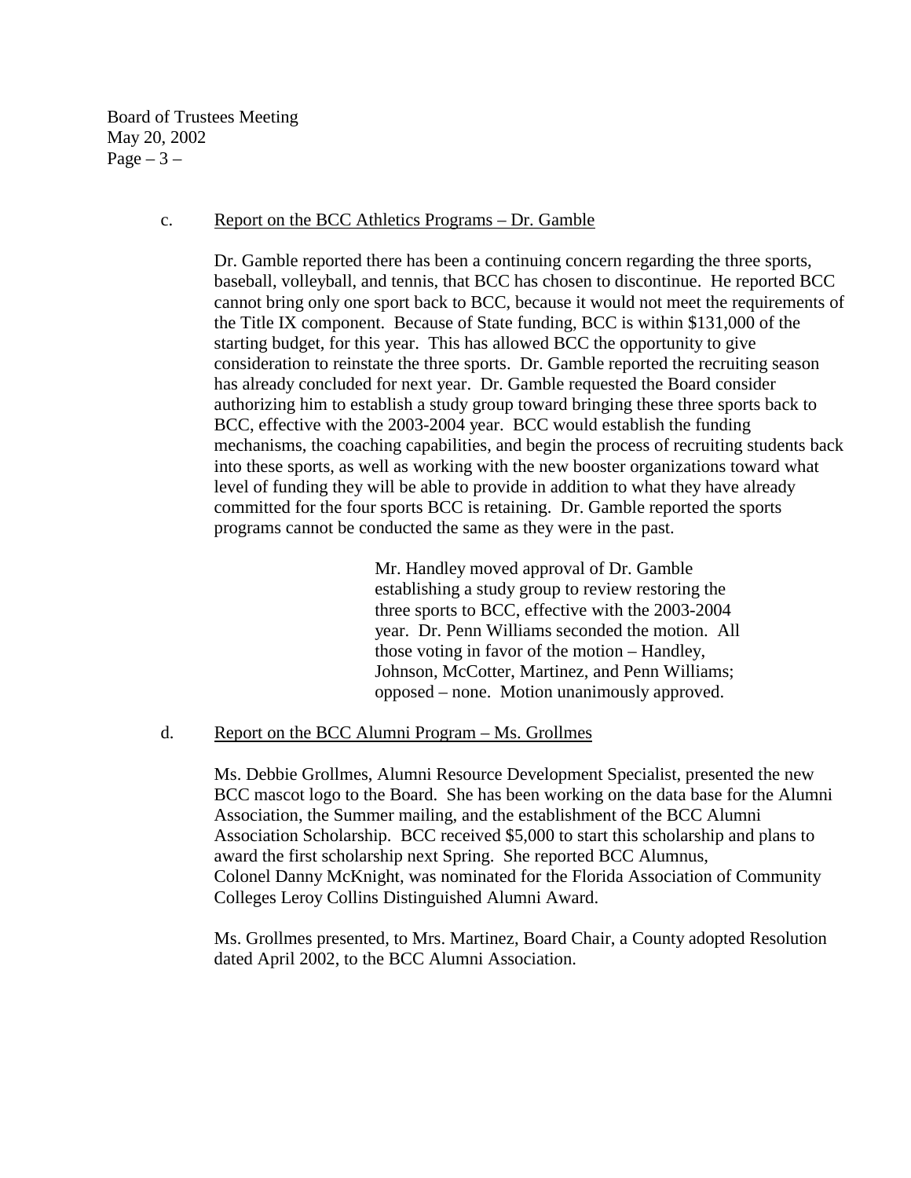c. Report on the BCC Athletics Programs – Dr. Gamble

Dr. Gamble reported there has been a continuing concern regarding the three sports, baseball, volleyball, and tennis, that BCC has chosen to discontinue. He reported BCC cannot bring only one sport back to BCC, because it would not meet the requirements of the Title IX component. Because of State funding, BCC is within $131,000 of the starting budget, for this year. This has allowed BCC the opportunity to give consideration to reinstate the three sports. Dr. Gamble reported the recruiting season has already concluded for next year. Dr. Gamble requested the Board consider authorizing him to establish a study group toward bringing these three sports back to BCC, effective with the 2003-2004 year. BCC would establish the funding mechanisms, the coaching capabilities, and begin the process of recruiting students back into these sports, as well as working with the new booster organizations toward what level of funding they will be able to provide in addition to what they have already committed for the four sports BCC is retaining. Dr. Gamble reported the sports programs cannot be conducted the same as they were in the past.

> Mr. Handley moved approval of Dr. Gamble establishing a study group to review restoring the three sports to BCC, effective with the 2003-2004 year. Dr. Penn Williams seconded the motion. All those voting in favor of the motion – Handley, Johnson, McCotter, Martinez, and Penn Williams; opposed – none. Motion unanimously approved.

d. Report on the BCC Alumni Program – Ms. Grollmes

Ms. Debbie Grollmes, Alumni Resource Development Specialist, presented the new BCC mascot logo to the Board. She has been working on the data base for the Alumni Association, the Summer mailing, and the establishment of the BCC Alumni Association Scholarship. BCC received $5,000 to start this scholarship and plans to award the first scholarship next Spring. She reported BCC Alumnus, Colonel Danny McKnight, was nominated for the Florida Association of Community Colleges Leroy Collins Distinguished Alumni Award.

Ms. Grollmes presented, to Mrs. Martinez, Board Chair, a County adopted Resolution dated April 2002, to the BCC Alumni Association.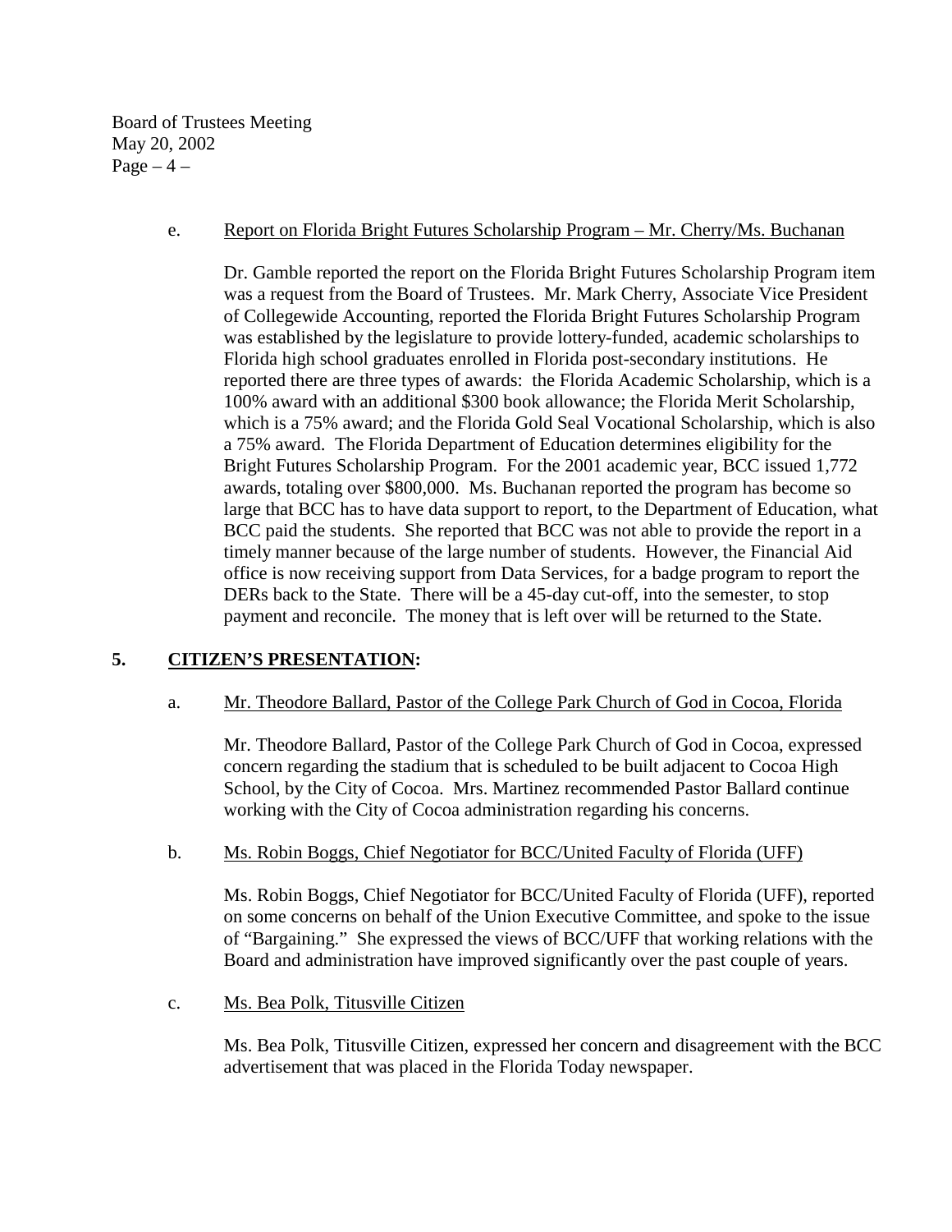e. Report on Florida Bright Futures Scholarship Program – Mr. Cherry/Ms. Buchanan

Dr. Gamble reported the report on the Florida Bright Futures Scholarship Program item was a request from the Board of Trustees. Mr. Mark Cherry, Associate Vice President of Collegewide Accounting, reported the Florida Bright Futures Scholarship Program was established by the legislature to provide lottery-funded, academic scholarships to Florida high school graduates enrolled in Florida post-secondary institutions. He reported there are three types of awards: the Florida Academic Scholarship, which is a 100% award with an additional $300 book allowance; the Florida Merit Scholarship, which is a 75% award; and the Florida Gold Seal Vocational Scholarship, which is also a 75% award. The Florida Department of Education determines eligibility for the Bright Futures Scholarship Program. For the 2001 academic year, BCC issued 1,772 awards, totaling over $800,000. Ms. Buchanan reported the program has become so large that BCC has to have data support to report, to the Department of Education, what BCC paid the students. She reported that BCC was not able to provide the report in a timely manner because of the large number of students. However, the Financial Aid office is now receiving support from Data Services, for a badge program to report the DERs back to the State. There will be a 45-day cut-off, into the semester, to stop payment and reconcile. The money that is left over will be returned to the State.

## 5. CITIZEN'S PRESENTATION:

a. Mr. Theodore Ballard, Pastor of the College Park Church of God in Cocoa, Florida

Mr. Theodore Ballard, Pastor of the College Park Church of God in Cocoa, expressed concern regarding the stadium that is scheduled to be built adjacent to Cocoa High School, by the City of Cocoa. Mrs. Martinez recommended Pastor Ballard continue working with the City of Cocoa administration regarding his concerns.

b. Ms. Robin Boggs, Chief Negotiator for BCC/United Faculty of Florida (UFF)

Ms. Robin Boggs, Chief Negotiator for BCC/United Faculty of Florida (UFF), reported on some concerns on behalf of the Union Executive Committee, and spoke to the issue of "Bargaining." She expressed the views of BCC/UFF that working relations with the Board and administration have improved significantly over the past couple of years.

c. Ms. Bea Polk, Titusville Citizen

Ms. Bea Polk, Titusville Citizen, expressed her concern and disagreement with the BCC advertisement that was placed in the Florida Today newspaper.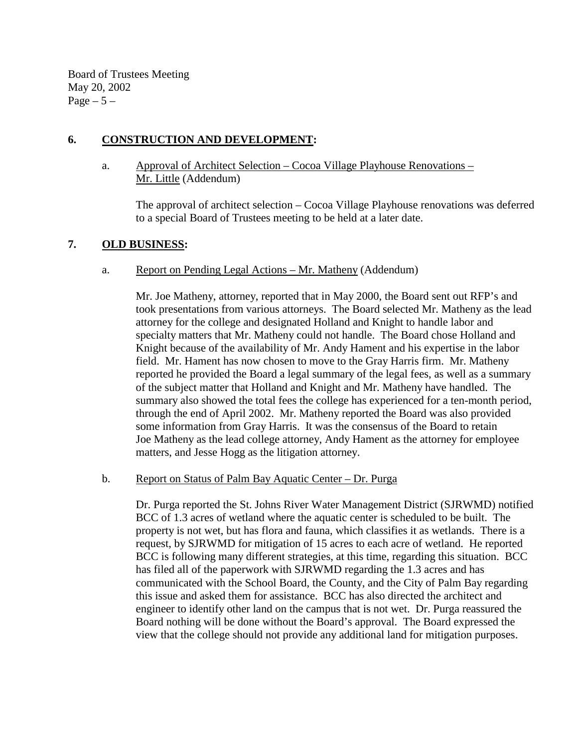## 6. CONSTRUCTION AND DEVELOPMENT:

a. Approval of Architect Selection – Cocoa Village Playhouse Renovations – Mr. Little (Addendum)

The approval of architect selection – Cocoa Village Playhouse renovations was deferred to a special Board of Trustees meeting to be held at a later date.

## 7. OLD BUSINESS:

a. Report on Pending Legal Actions – Mr. Matheny (Addendum)

Mr. Joe Matheny, attorney, reported that in May 2000, the Board sent out RFP's and took presentations from various attorneys. The Board selected Mr. Matheny as the lead attorney for the college and designated Holland and Knight to handle labor and specialty matters that Mr. Matheny could not handle. The Board chose Holland and Knight because of the availability of Mr. Andy Hament and his expertise in the labor field. Mr. Hament has now chosen to move to the Gray Harris firm. Mr. Matheny reported he provided the Board a legal summary of the legal fees, as well as a summary of the subject matter that Holland and Knight and Mr. Matheny have handled. The summary also showed the total fees the college has experienced for a ten-month period, through the end of April 2002. Mr. Matheny reported the Board was also provided some information from Gray Harris. It was the consensus of the Board to retain Joe Matheny as the lead college attorney, Andy Hament as the attorney for employee matters, and Jesse Hogg as the litigation attorney.

b. Report on Status of Palm Bay Aquatic Center – Dr. Purga

Dr. Purga reported the St. Johns River Water Management District (SJRWMD) notified BCC of 1.3 acres of wetland where the aquatic center is scheduled to be built. The property is not wet, but has flora and fauna, which classifies it as wetlands. There is a request, by SJRWMD for mitigation of 15 acres to each acre of wetland. He reported BCC is following many different strategies, at this time, regarding this situation. BCC has filed all of the paperwork with SJRWMD regarding the 1.3 acres and has communicated with the School Board, the County, and the City of Palm Bay regarding this issue and asked them for assistance. BCC has also directed the architect and engineer to identify other land on the campus that is not wet. Dr. Purga reassured the Board nothing will be done without the Board's approval. The Board expressed the view that the college should not provide any additional land for mitigation purposes.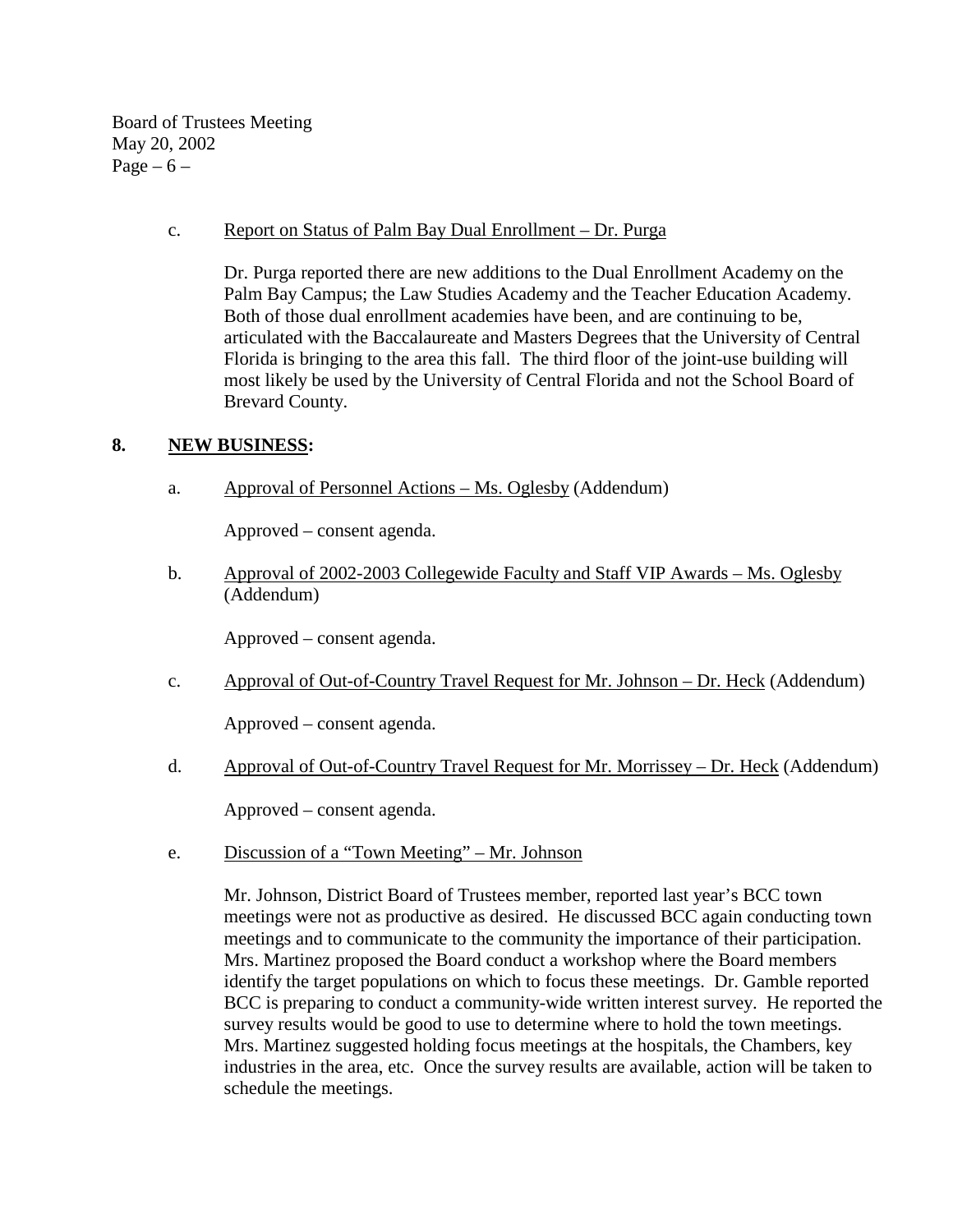c. <u>Report on Status of Palm Bay Dual Enrollment – Dr. Purga</u>

Dr. Purga reported there are new additions to the Dual Enrollment Academy on the Palm Bay Campus; the Law Studies Academy and the Teacher Education Academy. Both of those dual enrollment academies have been, and are continuing to be, articulated with the Baccalaureate and Masters Degrees that the University of Central Florida is bringing to the area this fall. The third floor of the joint-use building will most likely be used by the University of Central Florida and not the School Board of Brevard County.

**8. <u>NEW BUSINESS</u>:**

a. <u>Approval of Personnel Actions – Ms. Oglesby</u> (Addendum)

Approved – consent agenda.

b. <u>Approval of 2002-2003 Collegewide Faculty and Staff VIP Awards – Ms. Oglesby</u> (Addendum)

Approved – consent agenda.

c. <u>Approval of Out-of-Country Travel Request for Mr. Johnson – Dr. Heck</u> (Addendum)

Approved – consent agenda.

d. <u>Approval of Out-of-Country Travel Request for Mr. Morrissey – Dr. Heck</u> (Addendum)

Approved – consent agenda.

e. <u>Discussion of a "Town Meeting" – Mr. Johnson</u>

Mr. Johnson, District Board of Trustees member, reported last year's BCC town meetings were not as productive as desired. He discussed BCC again conducting town meetings and to communicate to the community the importance of their participation. Mrs. Martinez proposed the Board conduct a workshop where the Board members identify the target populations on which to focus these meetings. Dr. Gamble reported BCC is preparing to conduct a community-wide written interest survey. He reported the survey results would be good to use to determine where to hold the town meetings. Mrs. Martinez suggested holding focus meetings at the hospitals, the Chambers, key industries in the area, etc. Once the survey results are available, action will be taken to schedule the meetings.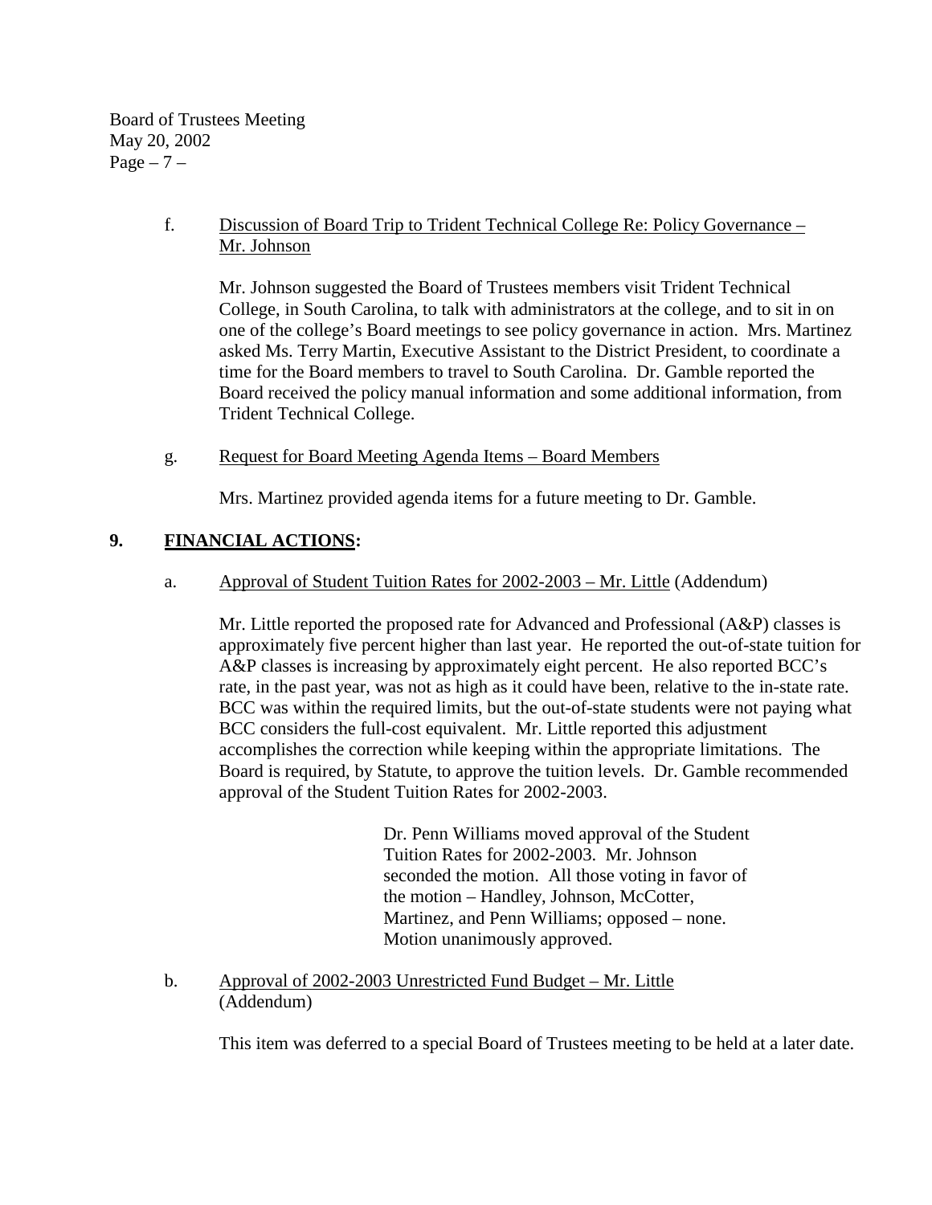f. <u>Discussion of Board Trip to Trident Technical College Re: Policy Governance – Mr. Johnson</u>

Mr. Johnson suggested the Board of Trustees members visit Trident Technical College, in South Carolina, to talk with administrators at the college, and to sit in on one of the college's Board meetings to see policy governance in action. Mrs. Martinez asked Ms. Terry Martin, Executive Assistant to the District President, to coordinate a time for the Board members to travel to South Carolina. Dr. Gamble reported the Board received the policy manual information and some additional information, from Trident Technical College.

g. <u>Request for Board Meeting Agenda Items – Board Members</u>

Mrs. Martinez provided agenda items for a future meeting to Dr. Gamble.

## 9. **FINANCIAL ACTIONS:**

a. <u>Approval of Student Tuition Rates for 2002-2003 – Mr. Little</u> (Addendum)

Mr. Little reported the proposed rate for Advanced and Professional (A&P) classes is approximately five percent higher than last year. He reported the out-of-state tuition for A&P classes is increasing by approximately eight percent. He also reported BCC's rate, in the past year, was not as high as it could have been, relative to the in-state rate. BCC was within the required limits, but the out-of-state students were not paying what BCC considers the full-cost equivalent. Mr. Little reported this adjustment accomplishes the correction while keeping within the appropriate limitations. The Board is required, by Statute, to approve the tuition levels. Dr. Gamble recommended approval of the Student Tuition Rates for 2002-2003.

> Dr. Penn Williams moved approval of the Student Tuition Rates for 2002-2003. Mr. Johnson seconded the motion. All those voting in favor of the motion – Handley, Johnson, McCotter, Martinez, and Penn Williams; opposed – none. Motion unanimously approved.

b. <u>Approval of 2002-2003 Unrestricted Fund Budget – Mr. Little</u> (Addendum)

This item was deferred to a special Board of Trustees meeting to be held at a later date.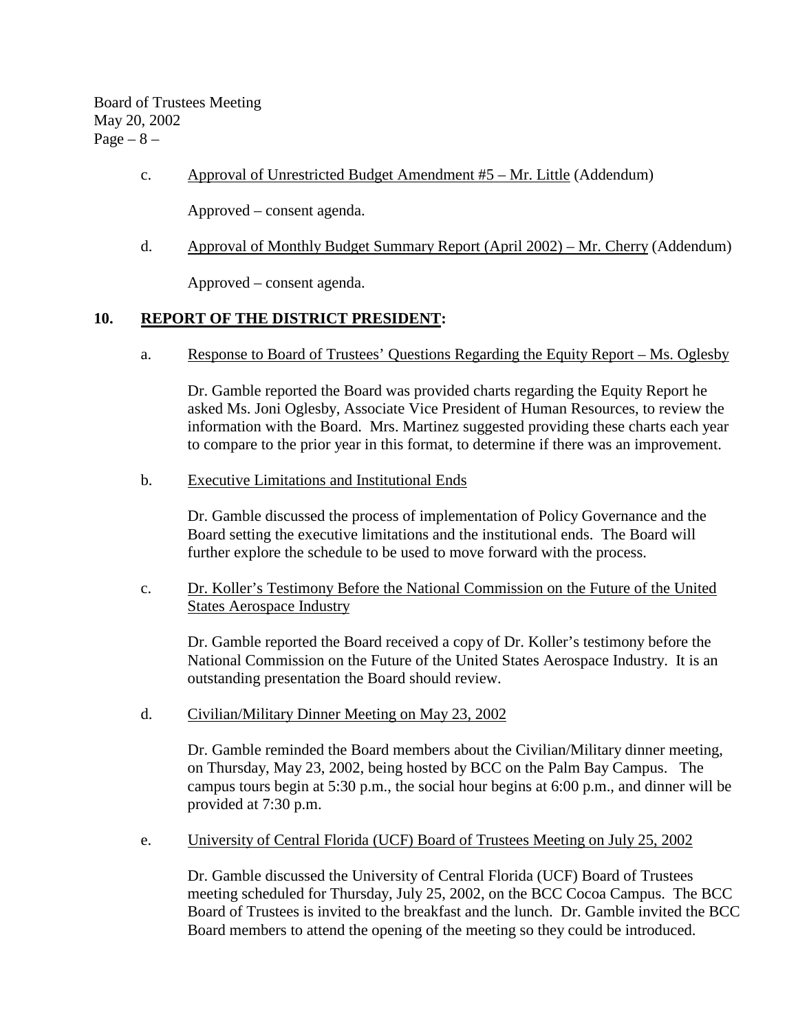c. Approval of Unrestricted Budget Amendment #5 – Mr. Little (Addendum)

Approved – consent agenda.

d. Approval of Monthly Budget Summary Report (April 2002) – Mr. Cherry (Addendum)

Approved – consent agenda.

## 10. REPORT OF THE DISTRICT PRESIDENT:

a. Response to Board of Trustees' Questions Regarding the Equity Report – Ms. Oglesby

Dr. Gamble reported the Board was provided charts regarding the Equity Report he asked Ms. Joni Oglesby, Associate Vice President of Human Resources, to review the information with the Board. Mrs. Martinez suggested providing these charts each year to compare to the prior year in this format, to determine if there was an improvement.

b. Executive Limitations and Institutional Ends

Dr. Gamble discussed the process of implementation of Policy Governance and the Board setting the executive limitations and the institutional ends. The Board will further explore the schedule to be used to move forward with the process.

c. Dr. Koller's Testimony Before the National Commission on the Future of the United States Aerospace Industry

Dr. Gamble reported the Board received a copy of Dr. Koller's testimony before the National Commission on the Future of the United States Aerospace Industry. It is an outstanding presentation the Board should review.

d. Civilian/Military Dinner Meeting on May 23, 2002

Dr. Gamble reminded the Board members about the Civilian/Military dinner meeting, on Thursday, May 23, 2002, being hosted by BCC on the Palm Bay Campus. The campus tours begin at 5:30 p.m., the social hour begins at 6:00 p.m., and dinner will be provided at 7:30 p.m.

e. University of Central Florida (UCF) Board of Trustees Meeting on July 25, 2002

Dr. Gamble discussed the University of Central Florida (UCF) Board of Trustees meeting scheduled for Thursday, July 25, 2002, on the BCC Cocoa Campus. The BCC Board of Trustees is invited to the breakfast and the lunch. Dr. Gamble invited the BCC Board members to attend the opening of the meeting so they could be introduced.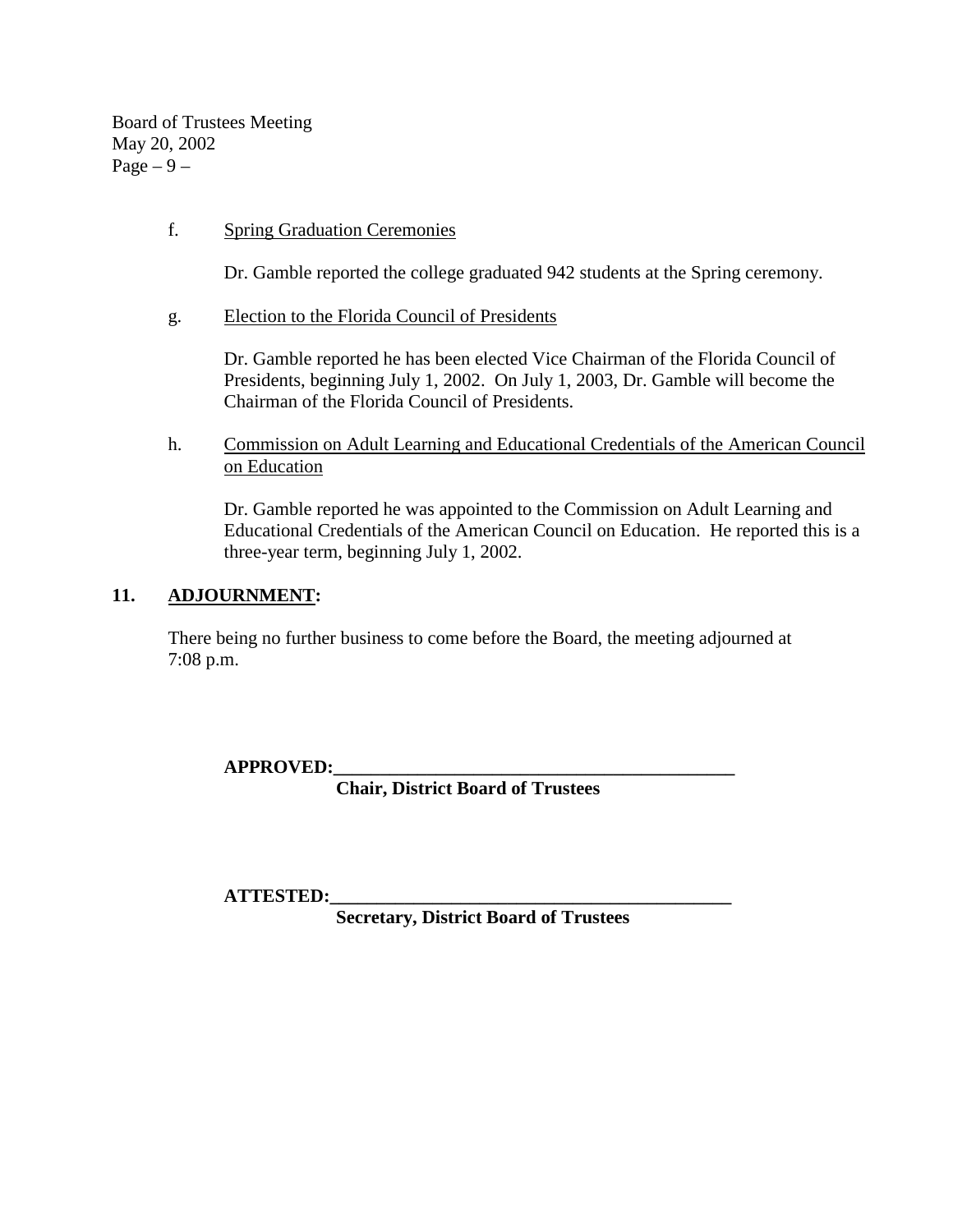f. Spring Graduation Ceremonies

Dr. Gamble reported the college graduated 942 students at the Spring ceremony.

g. Election to the Florida Council of Presidents

Dr. Gamble reported he has been elected Vice Chairman of the Florida Council of Presidents, beginning July 1, 2002. On July 1, 2003, Dr. Gamble will become the Chairman of the Florida Council of Presidents.

h. Commission on Adult Learning and Educational Credentials of the American Council on Education

Dr. Gamble reported he was appointed to the Commission on Adult Learning and Educational Credentials of the American Council on Education. He reported this is a three-year term, beginning July 1, 2002.

## 11. ADJOURNMENT:

There being no further business to come before the Board, the meeting adjourned at 7:08 p.m.

**APPROVED:\_\_\_\_\_\_\_\_\_\_\_\_\_\_\_\_\_\_\_\_\_\_\_\_\_\_\_\_\_\_\_\_\_\_\_\_\_\_\_\_\_\_\_\_**
**Chair, District Board of Trustees**

**ATTESTED:\_\_\_\_\_\_\_\_\_\_\_\_\_\_\_\_\_\_\_\_\_\_\_\_\_\_\_\_\_\_\_\_\_\_\_\_\_\_\_\_\_\_\_\_**
**Secretary, District Board of Trustees**